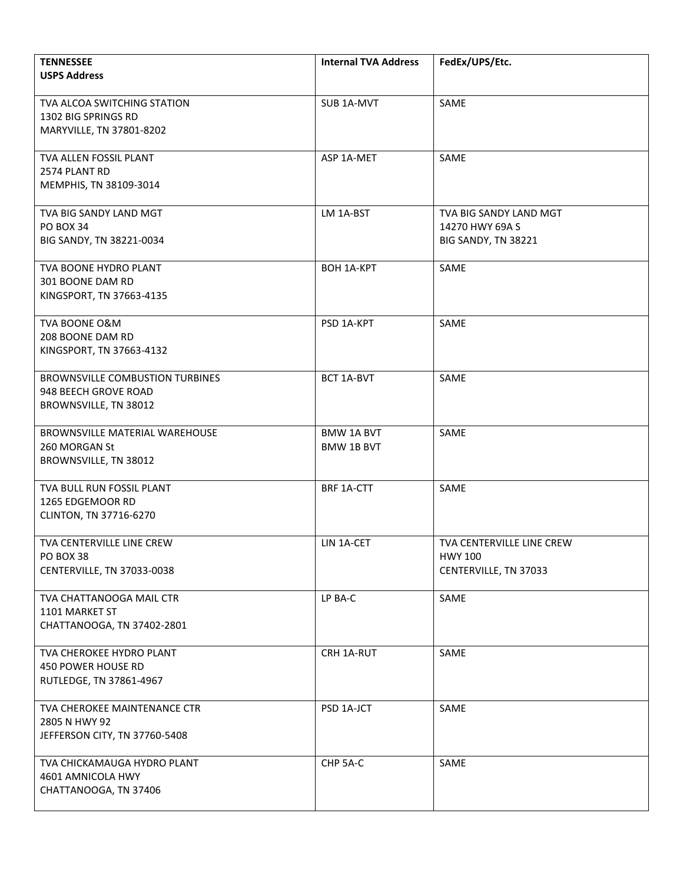| TENNESSEE<br>USPS Address | Internal TVA Address | FedEx/UPS/Etc. |
|---|---|---|
| TVA ALCOA SWITCHING STATION<br>1302 BIG SPRINGS RD<br>MARYVILLE, TN 37801-8202 | SUB 1A-MVT | SAME |
| TVA ALLEN FOSSIL PLANT<br>2574 PLANT RD<br>MEMPHIS, TN 38109-3014 | ASP 1A-MET | SAME |
| TVA BIG SANDY LAND MGT<br>PO BOX 34<br>BIG SANDY, TN 38221-0034 | LM 1A-BST | TVA BIG SANDY LAND MGT<br>14270 HWY 69A S<br>BIG SANDY, TN 38221 |
| TVA BOONE HYDRO PLANT<br>301 BOONE DAM RD<br>KINGSPORT, TN 37663-4135 | BOH 1A-KPT | SAME |
| TVA BOONE O&M<br>208 BOONE DAM RD<br>KINGSPORT, TN 37663-4132 | PSD 1A-KPT | SAME |
| BROWNSVILLE COMBUSTION TURBINES<br>948 BEECH GROVE ROAD<br>BROWNSVILLE, TN 38012 | BCT 1A-BVT | SAME |
| BROWNSVILLE MATERIAL WAREHOUSE<br>260 MORGAN St<br>BROWNSVILLE, TN 38012 | BMW 1A BVT<br>BMW 1B BVT | SAME |
| TVA BULL RUN FOSSIL PLANT<br>1265 EDGEMOOR RD<br>CLINTON, TN 37716-6270 | BRF 1A-CTT | SAME |
| TVA CENTERVILLE LINE CREW<br>PO BOX 38<br>CENTERVILLE, TN 37033-0038 | LIN 1A-CET | TVA CENTERVILLE LINE CREW<br>HWY 100<br>CENTERVILLE, TN 37033 |
| TVA CHATTANOOGA MAIL CTR<br>1101 MARKET ST<br>CHATTANOOGA, TN 37402-2801 | LP BA-C | SAME |
| TVA CHEROKEE HYDRO PLANT<br>450 POWER HOUSE RD<br>RUTLEDGE, TN 37861-4967 | CRH 1A-RUT | SAME |
| TVA CHEROKEE MAINTENANCE CTR<br>2805 N HWY 92<br>JEFFERSON CITY, TN 37760-5408 | PSD 1A-JCT | SAME |
| TVA CHICKAMAUGA HYDRO PLANT<br>4601 AMNICOLA HWY<br>CHATTANOOGA, TN 37406 | CHP 5A-C | SAME |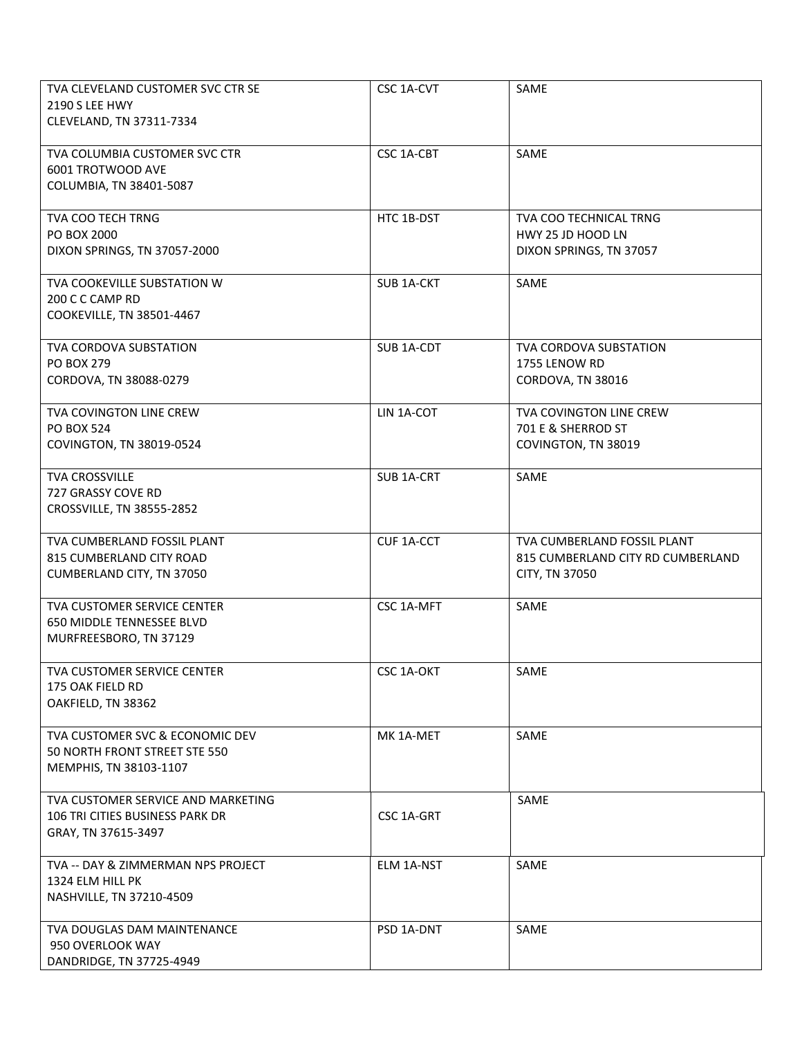| | | |
|---|---|---|
| TVA CLEVELAND CUSTOMER SVC CTR SE<br>2190 S LEE HWY<br>CLEVELAND, TN 37311-7334 | CSC 1A-CVT | SAME |
| TVA COLUMBIA CUSTOMER SVC CTR<br>6001 TROTWOOD AVE<br>COLUMBIA, TN 38401-5087 | CSC 1A-CBT | SAME |
| TVA COO TECH TRNG<br>PO BOX 2000<br>DIXON SPRINGS, TN 37057-2000 | HTC 1B-DST | TVA COO TECHNICAL TRNG<br>HWY 25 JD HOOD LN<br>DIXON SPRINGS, TN 37057 |
| TVA COOKEVILLE SUBSTATION W<br>200 C C CAMP RD<br>COOKEVILLE, TN 38501-4467 | SUB 1A-CKT | SAME |
| TVA CORDOVA SUBSTATION<br>PO BOX 279<br>CORDOVA, TN 38088-0279 | SUB 1A-CDT | TVA CORDOVA SUBSTATION<br>1755 LENOW RD<br>CORDOVA, TN 38016 |
| TVA COVINGTON LINE CREW<br>PO BOX 524<br>COVINGTON, TN 38019-0524 | LIN 1A-COT | TVA COVINGTON LINE CREW<br>701 E & SHERROD ST<br>COVINGTON, TN 38019 |
| TVA CROSSVILLE<br>727 GRASSY COVE RD<br>CROSSVILLE, TN 38555-2852 | SUB 1A-CRT | SAME |
| TVA CUMBERLAND FOSSIL PLANT<br>815 CUMBERLAND CITY ROAD<br>CUMBERLAND CITY, TN 37050 | CUF 1A-CCT | TVA CUMBERLAND FOSSIL PLANT<br>815 CUMBERLAND CITY RD CUMBERLAND CITY, TN 37050 |
| TVA CUSTOMER SERVICE CENTER<br>650 MIDDLE TENNESSEE BLVD<br>MURFREESBORO, TN 37129 | CSC 1A-MFT | SAME |
| TVA CUSTOMER SERVICE CENTER<br>175 OAK FIELD RD<br>OAKFIELD, TN 38362 | CSC 1A-OKT | SAME |
| TVA CUSTOMER SVC & ECONOMIC DEV<br>50 NORTH FRONT STREET STE 550<br>MEMPHIS, TN 38103-1107 | MK 1A-MET | SAME |
| TVA CUSTOMER SERVICE AND MARKETING<br>106 TRI CITIES BUSINESS PARK DR<br>GRAY, TN 37615-3497 | CSC 1A-GRT | SAME |
| TVA -- DAY & ZIMMERMAN NPS PROJECT<br>1324 ELM HILL PK<br>NASHVILLE, TN 37210-4509 | ELM 1A-NST | SAME |
| TVA DOUGLAS DAM MAINTENANCE<br>950 OVERLOOK WAY<br>DANDRIDGE, TN 37725-4949 | PSD 1A-DNT | SAME |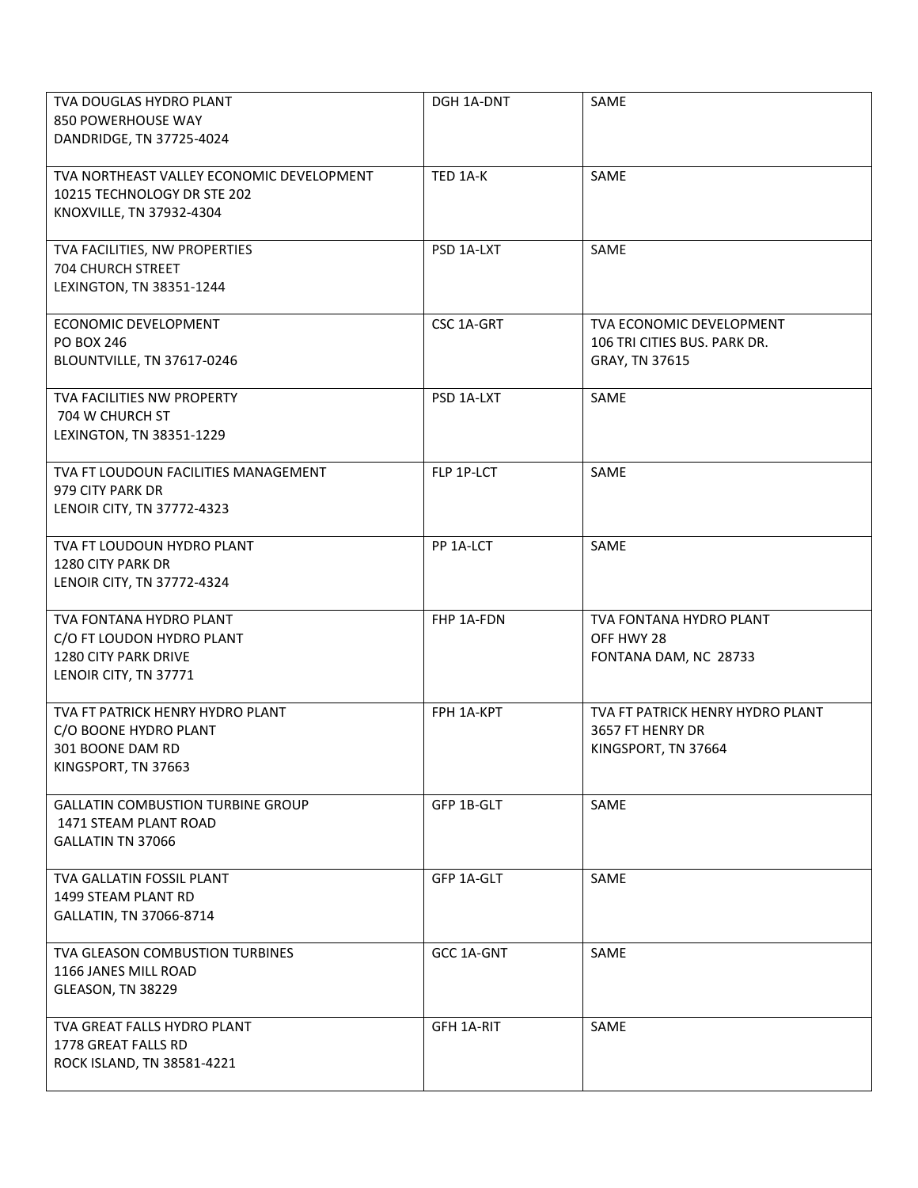| | | |
|---|---|---|
| TVA DOUGLAS HYDRO PLANT<br>850 POWERHOUSE WAY<br>DANDRIDGE, TN 37725-4024 | DGH 1A-DNT | SAME |
| TVA NORTHEAST VALLEY ECONOMIC DEVELOPMENT<br>10215 TECHNOLOGY DR STE 202<br>KNOXVILLE, TN 37932-4304 | TED 1A-K | SAME |
| TVA FACILITIES, NW PROPERTIES<br>704 CHURCH STREET<br>LEXINGTON, TN 38351-1244 | PSD 1A-LXT | SAME |
| ECONOMIC DEVELOPMENT<br>PO BOX 246<br>BLOUNTVILLE, TN 37617-0246 | CSC 1A-GRT | TVA ECONOMIC DEVELOPMENT<br>106 TRI CITIES BUS. PARK DR.<br>GRAY, TN 37615 |
| TVA FACILITIES NW PROPERTY<br>704 W CHURCH ST<br>LEXINGTON, TN 38351-1229 | PSD 1A-LXT | SAME |
| TVA FT LOUDOUN FACILITIES MANAGEMENT<br>979 CITY PARK DR<br>LENOIR CITY, TN 37772-4323 | FLP 1P-LCT | SAME |
| TVA FT LOUDOUN HYDRO PLANT<br>1280 CITY PARK DR<br>LENOIR CITY, TN 37772-4324 | PP 1A-LCT | SAME |
| TVA FONTANA HYDRO PLANT<br>C/O FT LOUDON HYDRO PLANT<br>1280 CITY PARK DRIVE<br>LENOIR CITY, TN 37771 | FHP 1A-FDN | TVA FONTANA HYDRO PLANT<br>OFF HWY 28<br>FONTANA DAM, NC 28733 |
| TVA FT PATRICK HENRY HYDRO PLANT<br>C/O BOONE HYDRO PLANT<br>301 BOONE DAM RD<br>KINGSPORT, TN 37663 | FPH 1A-KPT | TVA FT PATRICK HENRY HYDRO PLANT<br>3657 FT HENRY DR<br>KINGSPORT, TN 37664 |
| GALLATIN COMBUSTION TURBINE GROUP<br>1471 STEAM PLANT ROAD<br>GALLATIN TN 37066 | GFP 1B-GLT | SAME |
| TVA GALLATIN FOSSIL PLANT<br>1499 STEAM PLANT RD<br>GALLATIN, TN 37066-8714 | GFP 1A-GLT | SAME |
| TVA GLEASON COMBUSTION TURBINES<br>1166 JANES MILL ROAD<br>GLEASON, TN 38229 | GCC 1A-GNT | SAME |
| TVA GREAT FALLS HYDRO PLANT<br>1778 GREAT FALLS RD<br>ROCK ISLAND, TN 38581-4221 | GFH 1A-RIT | SAME |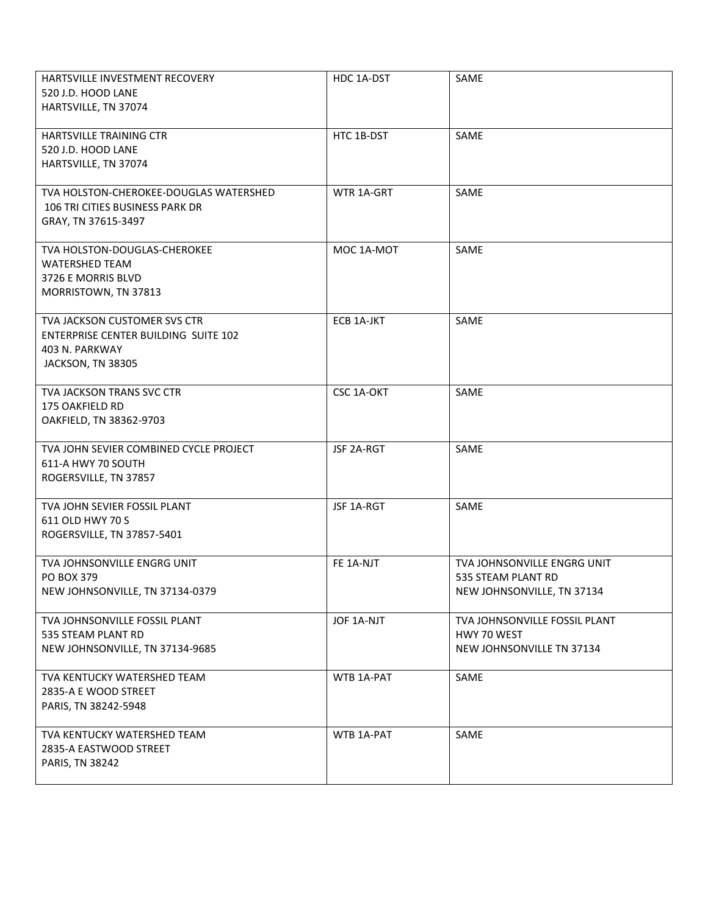| | | |
|---|---|---|
| HARTSVILLE INVESTMENT RECOVERY<br>520 J.D. HOOD LANE<br>HARTSVILLE, TN 37074 | HDC 1A-DST | SAME |
| HARTSVILLE TRAINING CTR<br>520 J.D. HOOD LANE<br>HARTSVILLE, TN 37074 | HTC 1B-DST | SAME |
| TVA HOLSTON-CHEROKEE-DOUGLAS WATERSHED<br>106 TRI CITIES BUSINESS PARK DR<br>GRAY, TN 37615-3497 | WTR 1A-GRT | SAME |
| TVA HOLSTON-DOUGLAS-CHEROKEE<br>WATERSHED TEAM<br>3726 E MORRIS BLVD<br>MORRISTOWN, TN 37813 | MOC 1A-MOT | SAME |
| TVA JACKSON CUSTOMER SVS CTR<br>ENTERPRISE CENTER BUILDING SUITE 102<br>403 N. PARKWAY<br>JACKSON, TN 38305 | ECB 1A-JKT | SAME |
| TVA JACKSON TRANS SVC CTR<br>175 OAKFIELD RD<br>OAKFIELD, TN 38362-9703 | CSC 1A-OKT | SAME |
| TVA JOHN SEVIER COMBINED CYCLE PROJECT<br>611-A HWY 70 SOUTH<br>ROGERSVILLE, TN 37857 | JSF 2A-RGT | SAME |
| TVA JOHN SEVIER FOSSIL PLANT<br>611 OLD HWY 70 S<br>ROGERSVILLE, TN 37857-5401 | JSF 1A-RGT | SAME |
| TVA JOHNSONVILLE ENGRG UNIT<br>PO BOX 379<br>NEW JOHNSONVILLE, TN 37134-0379 | FE 1A-NJT | TVA JOHNSONVILLE ENGRG UNIT<br>535 STEAM PLANT RD<br>NEW JOHNSONVILLE, TN 37134 |
| TVA JOHNSONVILLE FOSSIL PLANT<br>535 STEAM PLANT RD<br>NEW JOHNSONVILLE, TN 37134-9685 | JOF 1A-NJT | TVA JOHNSONVILLE FOSSIL PLANT<br>HWY 70 WEST<br>NEW JOHNSONVILLE TN 37134 |
| TVA KENTUCKY WATERSHED TEAM<br>2835-A E WOOD STREET<br>PARIS, TN 38242-5948 | WTB 1A-PAT | SAME |
| TVA KENTUCKY WATERSHED TEAM<br>2835-A EASTWOOD STREET<br>PARIS, TN 38242 | WTB 1A-PAT | SAME |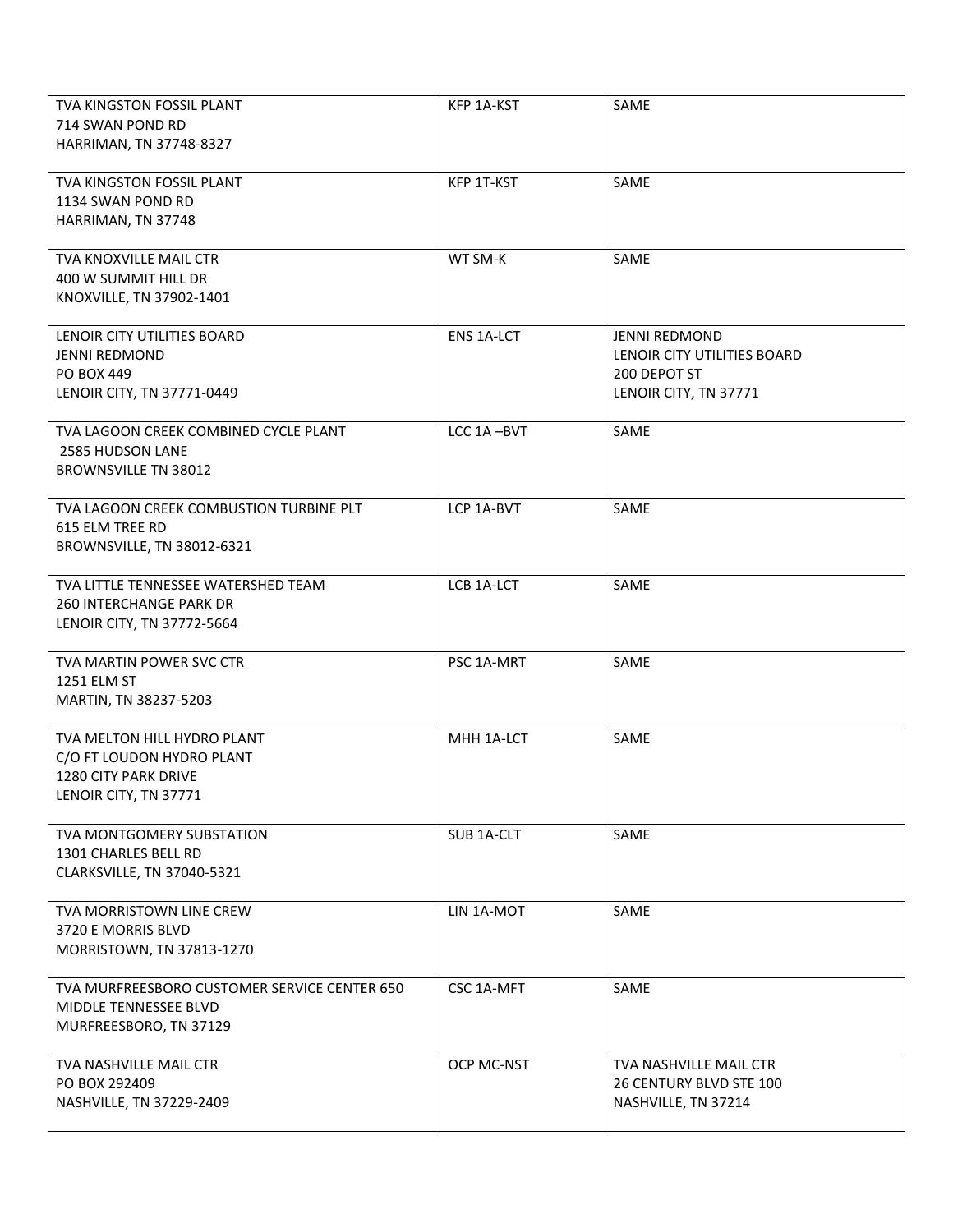| | | |
|---|---|---|
| TVA KINGSTON FOSSIL PLANT<br>714 SWAN POND RD<br>HARRIMAN, TN 37748-8327 | KFP 1A-KST | SAME |
| TVA KINGSTON FOSSIL PLANT<br>1134 SWAN POND RD<br>HARRIMAN, TN 37748 | KFP 1T-KST | SAME |
| TVA KNOXVILLE MAIL CTR<br>400 W SUMMIT HILL DR<br>KNOXVILLE, TN 37902-1401 | WT SM-K | SAME |
| LENOIR CITY UTILITIES BOARD<br>JENNI REDMOND<br>PO BOX 449<br>LENOIR CITY, TN 37771-0449 | ENS 1A-LCT | JENNI REDMOND<br>LENOIR CITY UTILITIES BOARD<br>200 DEPOT ST<br>LENOIR CITY, TN 37771 |
| TVA LAGOON CREEK COMBINED CYCLE PLANT<br>2585 HUDSON LANE<br>BROWNSVILLE TN 38012 | LCC 1A –BVT | SAME |
| TVA LAGOON CREEK COMBUSTION TURBINE PLT<br>615 ELM TREE RD<br>BROWNSVILLE, TN 38012-6321 | LCP 1A-BVT | SAME |
| TVA LITTLE TENNESSEE WATERSHED TEAM<br>260 INTERCHANGE PARK DR<br>LENOIR CITY, TN 37772-5664 | LCB 1A-LCT | SAME |
| TVA MARTIN POWER SVC CTR<br>1251 ELM ST<br>MARTIN, TN 38237-5203 | PSC 1A-MRT | SAME |
| TVA MELTON HILL HYDRO PLANT<br>C/O FT LOUDON HYDRO PLANT<br>1280 CITY PARK DRIVE<br>LENOIR CITY, TN 37771 | MHH 1A-LCT | SAME |
| TVA MONTGOMERY SUBSTATION<br>1301 CHARLES BELL RD<br>CLARKSVILLE, TN 37040-5321 | SUB 1A-CLT | SAME |
| TVA MORRISTOWN LINE CREW<br>3720 E MORRIS BLVD<br>MORRISTOWN, TN 37813-1270 | LIN 1A-MOT | SAME |
| TVA MURFREESBORO CUSTOMER SERVICE CENTER 650<br>MIDDLE TENNESSEE BLVD<br>MURFREESBORO, TN 37129 | CSC 1A-MFT | SAME |
| TVA NASHVILLE MAIL CTR<br>PO BOX 292409<br>NASHVILLE, TN 37229-2409 | OCP MC-NST | TVA NASHVILLE MAIL CTR<br>26 CENTURY BLVD STE 100<br>NASHVILLE, TN 37214 |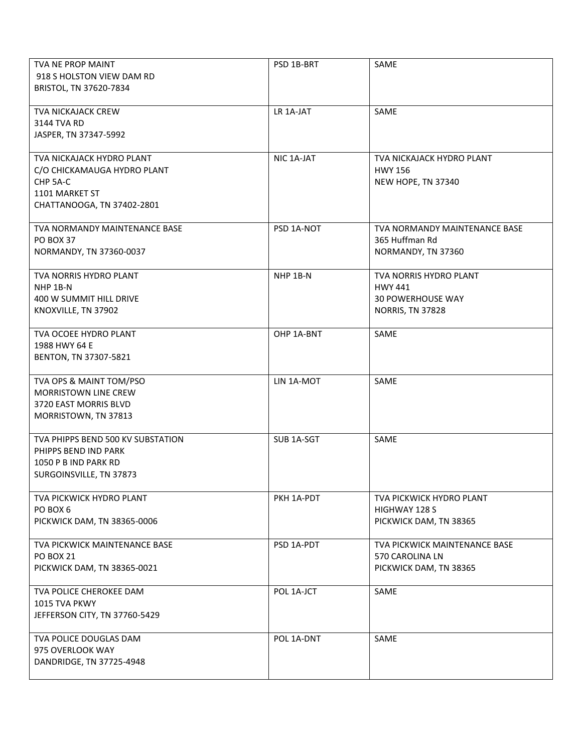| | | |
|---|---|---|
| TVA NE PROP MAINT<br>918 S HOLSTON VIEW DAM RD<br>BRISTOL, TN 37620-7834 | PSD 1B-BRT | SAME |
| TVA NICKAJACK CREW<br>3144 TVA RD<br>JASPER, TN 37347-5992 | LR 1A-JAT | SAME |
| TVA NICKAJACK HYDRO PLANT<br>C/O CHICKAMAUGA HYDRO PLANT<br>CHP 5A-C<br>1101 MARKET ST<br>CHATTANOOGA, TN 37402-2801 | NIC 1A-JAT | TVA NICKAJACK HYDRO PLANT<br>HWY 156<br>NEW HOPE, TN 37340 |
| TVA NORMANDY MAINTENANCE BASE<br>PO BOX 37<br>NORMANDY, TN 37360-0037 | PSD 1A-NOT | TVA NORMANDY MAINTENANCE BASE<br>365 Huffman Rd<br>NORMANDY, TN 37360 |
| TVA NORRIS HYDRO PLANT<br>NHP 1B-N<br>400 W SUMMIT HILL DRIVE<br>KNOXVILLE, TN 37902 | NHP 1B-N | TVA NORRIS HYDRO PLANT<br>HWY 441<br>30 POWERHOUSE WAY<br>NORRIS, TN 37828 |
| TVA OCOEE HYDRO PLANT<br>1988 HWY 64 E<br>BENTON, TN 37307-5821 | OHP 1A-BNT | SAME |
| TVA OPS & MAINT TOM/PSO<br>MORRISTOWN LINE CREW<br>3720 EAST MORRIS BLVD<br>MORRISTOWN, TN 37813 | LIN 1A-MOT | SAME |
| TVA PHIPPS BEND 500 KV SUBSTATION<br>PHIPPS BEND IND PARK<br>1050 P B IND PARK RD<br>SURGOINSVILLE, TN 37873 | SUB 1A-SGT | SAME |
| TVA PICKWICK HYDRO PLANT<br>PO BOX 6<br>PICKWICK DAM, TN 38365-0006 | PKH 1A-PDT | TVA PICKWICK HYDRO PLANT<br>HIGHWAY 128 S<br>PICKWICK DAM, TN 38365 |
| TVA PICKWICK MAINTENANCE BASE<br>PO BOX 21<br>PICKWICK DAM, TN 38365-0021 | PSD 1A-PDT | TVA PICKWICK MAINTENANCE BASE<br>570 CAROLINA LN<br>PICKWICK DAM, TN 38365 |
| TVA POLICE CHEROKEE DAM<br>1015 TVA PKWY<br>JEFFERSON CITY, TN 37760-5429 | POL 1A-JCT | SAME |
| TVA POLICE DOUGLAS DAM<br>975 OVERLOOK WAY<br>DANDRIDGE, TN 37725-4948 | POL 1A-DNT | SAME |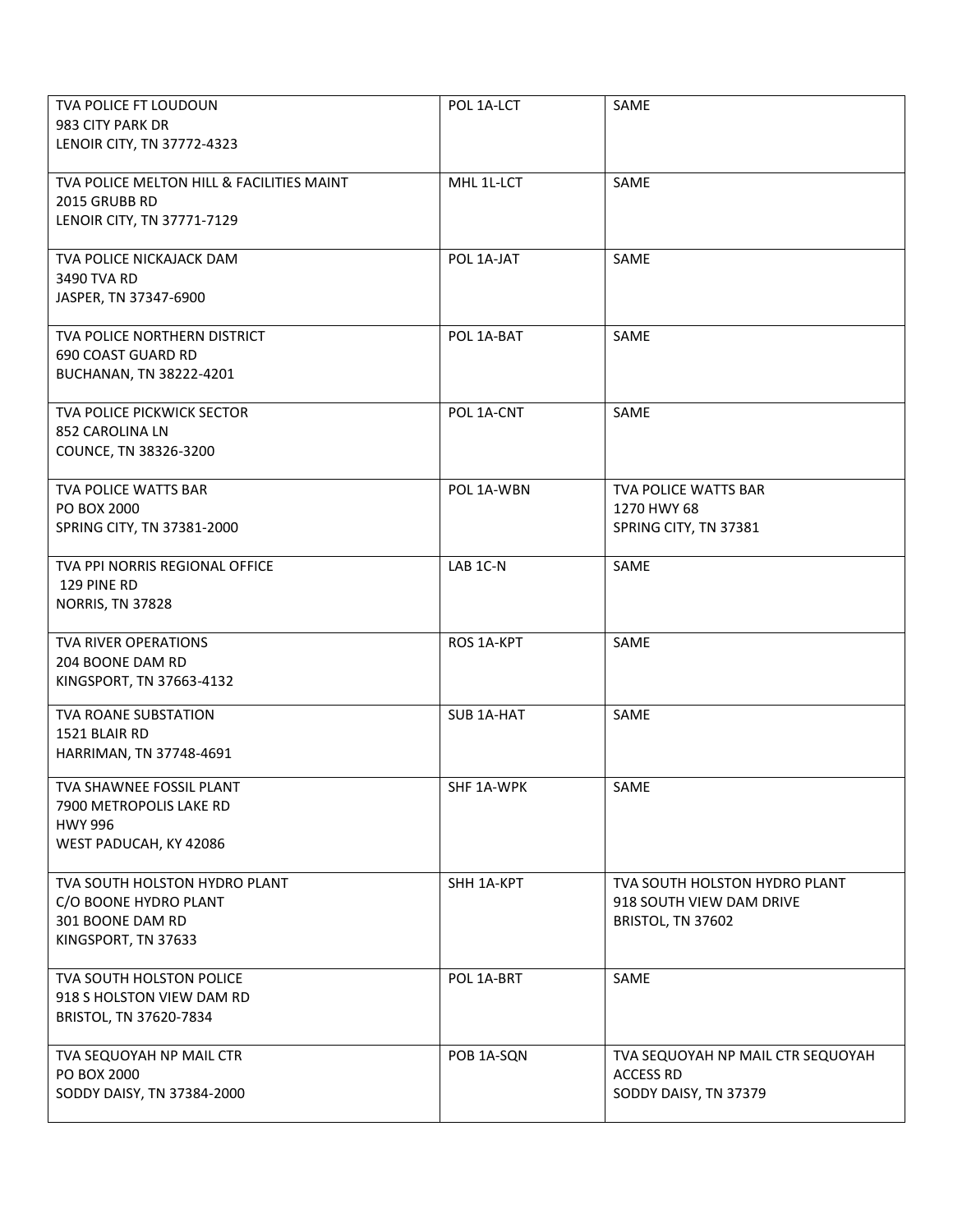| | | |
|---|---|---|
| TVA POLICE FT LOUDOUN<br>983 CITY PARK DR<br>LENOIR CITY, TN 37772-4323 | POL 1A-LCT | SAME |
| TVA POLICE MELTON HILL & FACILITIES MAINT<br>2015 GRUBB RD<br>LENOIR CITY, TN 37771-7129 | MHL 1L-LCT | SAME |
| TVA POLICE NICKAJACK DAM<br>3490 TVA RD<br>JASPER, TN 37347-6900 | POL 1A-JAT | SAME |
| TVA POLICE NORTHERN DISTRICT<br>690 COAST GUARD RD<br>BUCHANAN, TN 38222-4201 | POL 1A-BAT | SAME |
| TVA POLICE PICKWICK SECTOR<br>852 CAROLINA LN<br>COUNCE, TN 38326-3200 | POL 1A-CNT | SAME |
| TVA POLICE WATTS BAR<br>PO BOX 2000<br>SPRING CITY, TN 37381-2000 | POL 1A-WBN | TVA POLICE WATTS BAR<br>1270 HWY 68<br>SPRING CITY, TN 37381 |
| TVA PPI NORRIS REGIONAL OFFICE<br>129 PINE RD<br>NORRIS, TN 37828 | LAB 1C-N | SAME |
| TVA RIVER OPERATIONS<br>204 BOONE DAM RD<br>KINGSPORT, TN 37663-4132 | ROS 1A-KPT | SAME |
| TVA ROANE SUBSTATION<br>1521 BLAIR RD<br>HARRIMAN, TN 37748-4691 | SUB 1A-HAT | SAME |
| TVA SHAWNEE FOSSIL PLANT<br>7900 METROPOLIS LAKE RD<br>HWY 996<br>WEST PADUCAH, KY 42086 | SHF 1A-WPK | SAME |
| TVA SOUTH HOLSTON HYDRO PLANT<br>C/O BOONE HYDRO PLANT<br>301 BOONE DAM RD<br>KINGSPORT, TN 37633 | SHH 1A-KPT | TVA SOUTH HOLSTON HYDRO PLANT<br>918 SOUTH VIEW DAM DRIVE<br>BRISTOL, TN 37602 |
| TVA SOUTH HOLSTON POLICE<br>918 S HOLSTON VIEW DAM RD<br>BRISTOL, TN 37620-7834 | POL 1A-BRT | SAME |
| TVA SEQUOYAH NP MAIL CTR<br>PO BOX 2000<br>SODDY DAISY, TN 37384-2000 | POB 1A-SQN | TVA SEQUOYAH NP MAIL CTR SEQUOYAH ACCESS RD<br>SODDY DAISY, TN 37379 |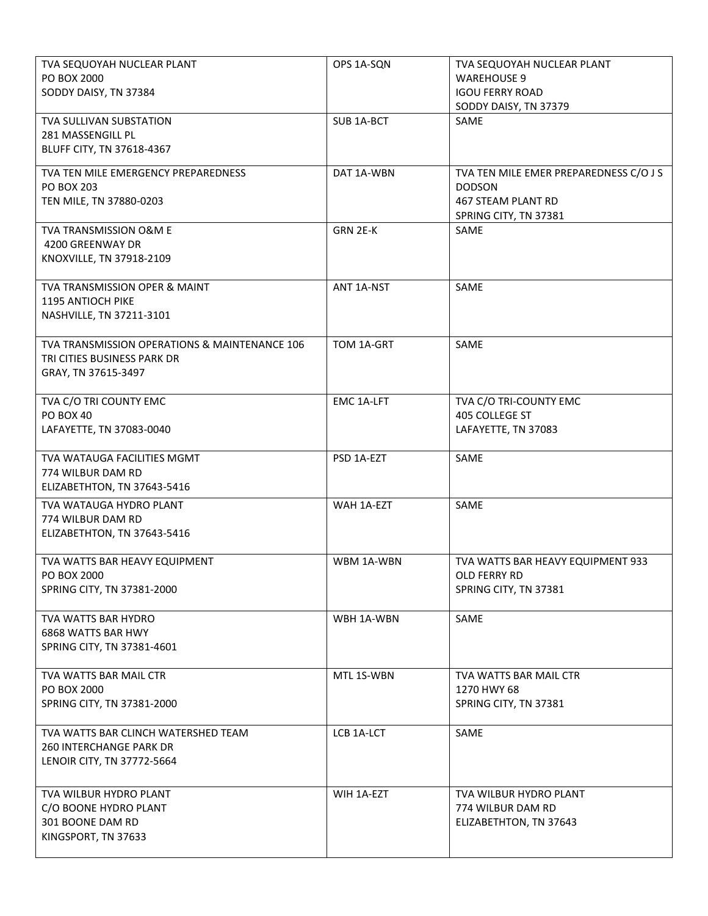| | | |
|---|---|---|
| TVA SEQUOYAH NUCLEAR PLANT<br>PO BOX 2000<br>SODDY DAISY, TN 37384 | OPS 1A-SQN | TVA SEQUOYAH NUCLEAR PLANT<br>WAREHOUSE 9<br>IGOU FERRY ROAD<br>SODDY DAISY, TN 37379 |
| TVA SULLIVAN SUBSTATION<br>281 MASSENGILL PL<br>BLUFF CITY, TN 37618-4367 | SUB 1A-BCT | SAME |
| TVA TEN MILE EMERGENCY PREPAREDNESS<br>PO BOX 203<br>TEN MILE, TN 37880-0203 | DAT 1A-WBN | TVA TEN MILE EMER PREPAREDNESS C/O J S DODSON<br>467 STEAM PLANT RD<br>SPRING CITY, TN 37381 |
| TVA TRANSMISSION O&M E<br>4200 GREENWAY DR<br>KNOXVILLE, TN 37918-2109 | GRN 2E-K | SAME |
| TVA TRANSMISSION OPER & MAINT<br>1195 ANTIOCH PIKE<br>NASHVILLE, TN 37211-3101 | ANT 1A-NST | SAME |
| TVA TRANSMISSION OPERATIONS & MAINTENANCE 106<br>TRI CITIES BUSINESS PARK DR<br>GRAY, TN 37615-3497 | TOM 1A-GRT | SAME |
| TVA C/O TRI COUNTY EMC<br>PO BOX 40<br>LAFAYETTE, TN 37083-0040 | EMC 1A-LFT | TVA C/O TRI-COUNTY EMC<br>405 COLLEGE ST<br>LAFAYETTE, TN 37083 |
| TVA WATAUGA FACILITIES MGMT<br>774 WILBUR DAM RD<br>ELIZABETHTON, TN 37643-5416 | PSD 1A-EZT | SAME |
| TVA WATAUGA HYDRO PLANT<br>774 WILBUR DAM RD<br>ELIZABETHTON, TN 37643-5416 | WAH 1A-EZT | SAME |
| TVA WATTS BAR HEAVY EQUIPMENT<br>PO BOX 2000<br>SPRING CITY, TN 37381-2000 | WBM 1A-WBN | TVA WATTS BAR HEAVY EQUIPMENT 933<br>OLD FERRY RD<br>SPRING CITY, TN 37381 |
| TVA WATTS BAR HYDRO<br>6868 WATTS BAR HWY<br>SPRING CITY, TN 37381-4601 | WBH 1A-WBN | SAME |
| TVA WATTS BAR MAIL CTR<br>PO BOX 2000<br>SPRING CITY, TN 37381-2000 | MTL 1S-WBN | TVA WATTS BAR MAIL CTR<br>1270 HWY 68<br>SPRING CITY, TN 37381 |
| TVA WATTS BAR CLINCH WATERSHED TEAM<br>260 INTERCHANGE PARK DR<br>LENOIR CITY, TN 37772-5664 | LCB 1A-LCT | SAME |
| TVA WILBUR HYDRO PLANT<br>C/O BOONE HYDRO PLANT<br>301 BOONE DAM RD<br>KINGSPORT, TN 37633 | WIH 1A-EZT | TVA WILBUR HYDRO PLANT<br>774 WILBUR DAM RD<br>ELIZABETHTON, TN 37643 |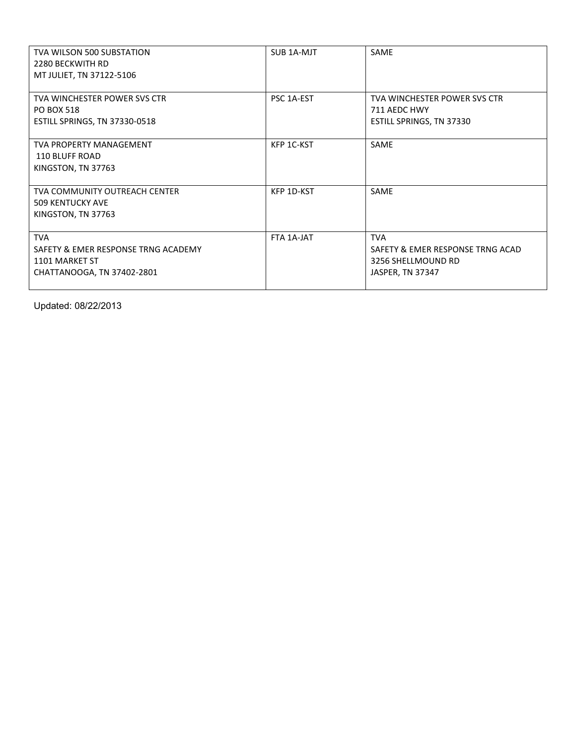| | | |
|---|---|---|
| TVA WILSON 500 SUBSTATION<br>2280 BECKWITH RD<br>MT JULIET, TN 37122-5106 | SUB 1A-MJT | SAME |
| TVA WINCHESTER POWER SVS CTR<br>PO BOX 518<br>ESTILL SPRINGS, TN 37330-0518 | PSC 1A-EST | TVA WINCHESTER POWER SVS CTR<br>711 AEDC HWY<br>ESTILL SPRINGS, TN 37330 |
| TVA PROPERTY MANAGEMENT<br>110 BLUFF ROAD<br>KINGSTON, TN 37763 | KFP 1C-KST | SAME |
| TVA COMMUNITY OUTREACH CENTER<br>509 KENTUCKY AVE<br>KINGSTON, TN 37763 | KFP 1D-KST | SAME |
| TVA<br>SAFETY & EMER RESPONSE TRNG ACADEMY<br>1101 MARKET ST<br>CHATTANOOGA, TN 37402-2801 | FTA 1A-JAT | TVA<br>SAFETY & EMER RESPONSE TRNG ACAD<br>3256 SHELLMOUND RD<br>JASPER, TN 37347 |

Updated: 08/22/2013